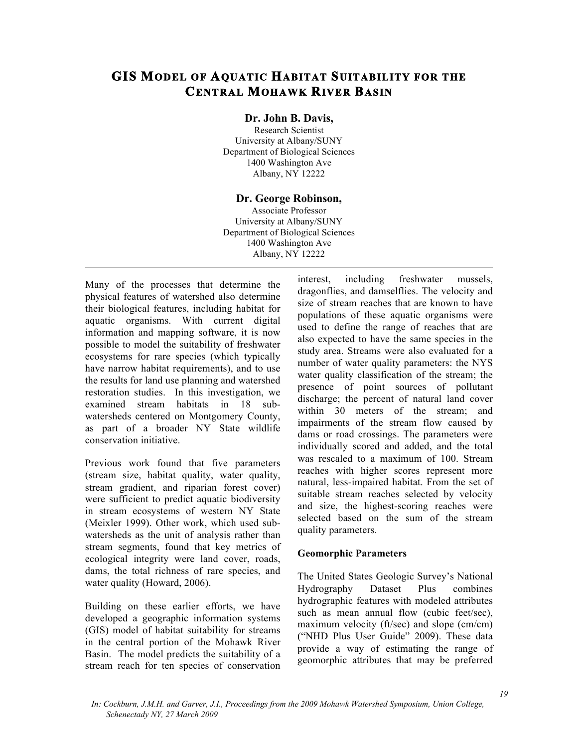# GIS Model of Aquatic Habitat Suitability for the Central Mohawk River Basin

**Dr. John B. Davis,**
Research Scientist
University at Albany/SUNY
Department of Biological Sciences
1400 Washington Ave
Albany, NY 12222

**Dr. George Robinson,**
Associate Professor
University at Albany/SUNY
Department of Biological Sciences
1400 Washington Ave
Albany, NY 12222

---

Many of the processes that determine the physical features of watershed also determine their biological features, including habitat for aquatic organisms. With current digital information and mapping software, it is now possible to model the suitability of freshwater ecosystems for rare species (which typically have narrow habitat requirements), and to use the results for land use planning and watershed restoration studies. In this investigation, we examined stream habitats in 18 sub-watersheds centered on Montgomery County, as part of a broader NY State wildlife conservation initiative.

Previous work found that five parameters (stream size, habitat quality, water quality, stream gradient, and riparian forest cover) were sufficient to predict aquatic biodiversity in stream ecosystems of western NY State (Meixler 1999). Other work, which used sub-watersheds as the unit of analysis rather than stream segments, found that key metrics of ecological integrity were land cover, roads, dams, the total richness of rare species, and water quality (Howard, 2006).

Building on these earlier efforts, we have developed a geographic information systems (GIS) model of habitat suitability for streams in the central portion of the Mohawk River Basin. The model predicts the suitability of a stream reach for ten species of conservation interest, including freshwater mussels, dragonflies, and damselflies. The velocity and size of stream reaches that are known to have populations of these aquatic organisms were used to define the range of reaches that are also expected to have the same species in the study area. Streams were also evaluated for a number of water quality parameters: the NYS water quality classification of the stream; the presence of point sources of pollutant discharge; the percent of natural land cover within 30 meters of the stream; and impairments of the stream flow caused by dams or road crossings. The parameters were individually scored and added, and the total was rescaled to a maximum of 100. Stream reaches with higher scores represent more natural, less-impaired habitat. From the set of suitable stream reaches selected by velocity and size, the highest-scoring reaches were selected based on the sum of the stream quality parameters.

**Geomorphic Parameters**

The United States Geologic Survey's National Hydrography Dataset Plus combines hydrographic features with modeled attributes such as mean annual flow (cubic feet/sec), maximum velocity (ft/sec) and slope (cm/cm) ("NHD Plus User Guide" 2009). These data provide a way of estimating the range of geomorphic attributes that may be preferred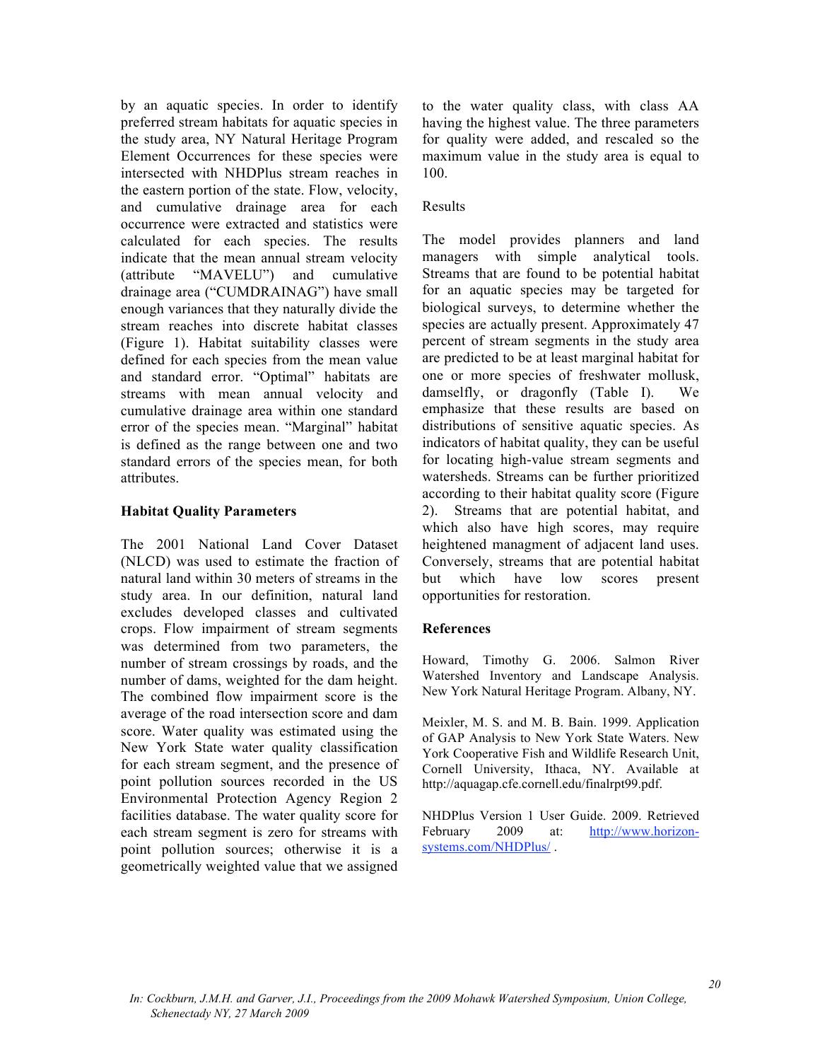by an aquatic species. In order to identify preferred stream habitats for aquatic species in the study area, NY Natural Heritage Program Element Occurrences for these species were intersected with NHDPlus stream reaches in the eastern portion of the state. Flow, velocity, and cumulative drainage area for each occurrence were extracted and statistics were calculated for each species. The results indicate that the mean annual stream velocity (attribute "MAVELU") and cumulative drainage area ("CUMDRAINAG") have small enough variances that they naturally divide the stream reaches into discrete habitat classes (Figure 1). Habitat suitability classes were defined for each species from the mean value and standard error. "Optimal" habitats are streams with mean annual velocity and cumulative drainage area within one standard error of the species mean. "Marginal" habitat is defined as the range between one and two standard errors of the species mean, for both attributes.

### Habitat Quality Parameters

The 2001 National Land Cover Dataset (NLCD) was used to estimate the fraction of natural land within 30 meters of streams in the study area. In our definition, natural land excludes developed classes and cultivated crops. Flow impairment of stream segments was determined from two parameters, the number of stream crossings by roads, and the number of dams, weighted for the dam height. The combined flow impairment score is the average of the road intersection score and dam score. Water quality was estimated using the New York State water quality classification for each stream segment, and the presence of point pollution sources recorded in the US Environmental Protection Agency Region 2 facilities database. The water quality score for each stream segment is zero for streams with point pollution sources; otherwise it is a geometrically weighted value that we assigned to the water quality class, with class AA having the highest value. The three parameters for quality were added, and rescaled so the maximum value in the study area is equal to 100.

Results

The model provides planners and land managers with simple analytical tools. Streams that are found to be potential habitat for an aquatic species may be targeted for biological surveys, to determine whether the species are actually present. Approximately 47 percent of stream segments in the study area are predicted to be at least marginal habitat for one or more species of freshwater mollusk, damselfly, or dragonfly (Table I). We emphasize that these results are based on distributions of sensitive aquatic species. As indicators of habitat quality, they can be useful for locating high-value stream segments and watersheds. Streams can be further prioritized according to their habitat quality score (Figure 2). Streams that are potential habitat, and which also have high scores, may require heightened managment of adjacent land uses. Conversely, streams that are potential habitat but which have low scores present opportunities for restoration.

### References

Howard, Timothy G. 2006. Salmon River Watershed Inventory and Landscape Analysis. New York Natural Heritage Program. Albany, NY.

Meixler, M. S. and M. B. Bain. 1999. Application of GAP Analysis to New York State Waters. New York Cooperative Fish and Wildlife Research Unit, Cornell University, Ithaca, NY. Available at http://aquagap.cfe.cornell.edu/finalrpt99.pdf.

NHDPlus Version 1 User Guide. 2009. Retrieved February 2009 at: http://www.horizon-systems.com/NHDPlus/ .